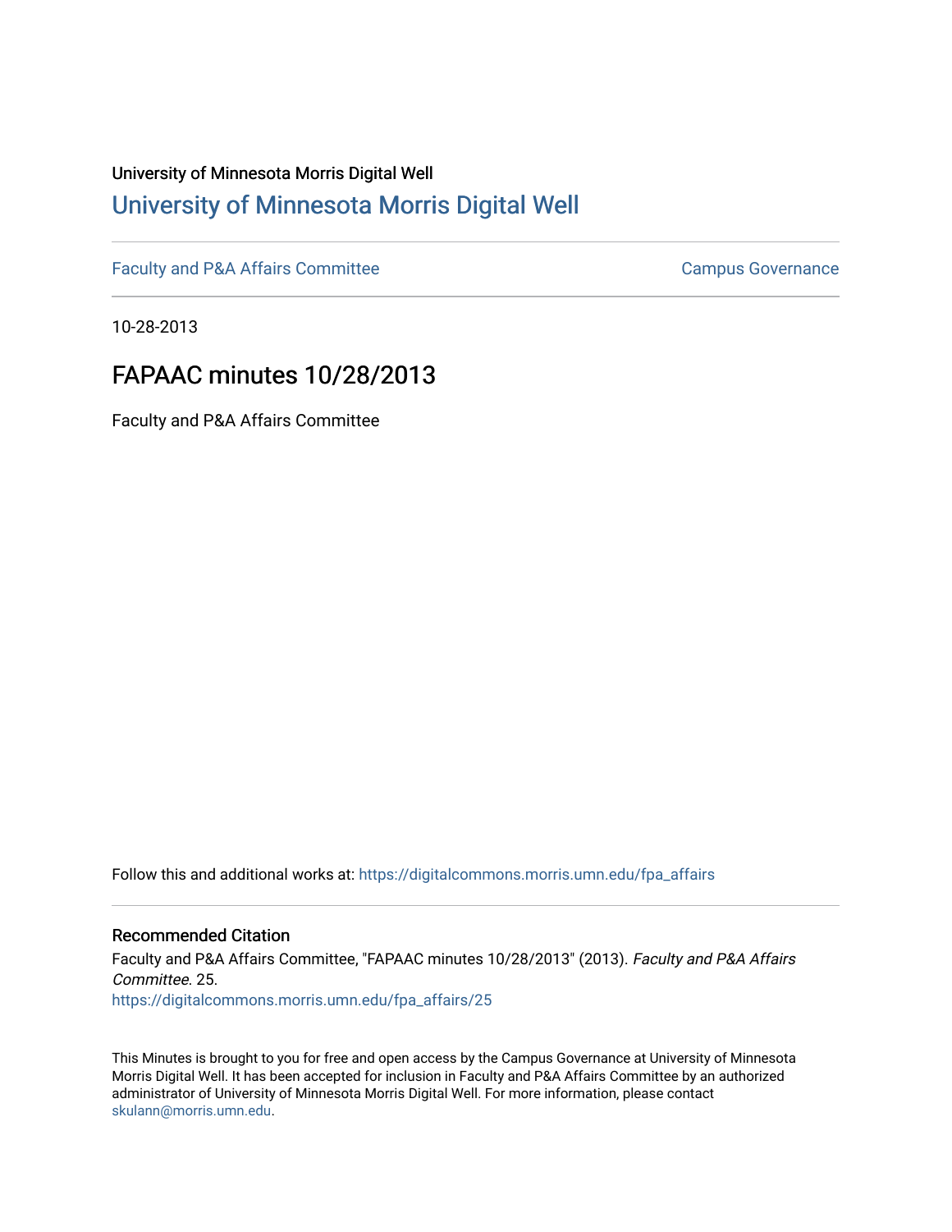University of Minnesota Morris Digital Well

# University of Minnesota Morris Digital Well

Faculty and P&A Affairs Committee | Campus Governance

10-28-2013

## FAPAAC minutes 10/28/2013

Faculty and P&A Affairs Committee

Follow this and additional works at: https://digitalcommons.morris.umn.edu/fpa_affairs

### Recommended Citation

Faculty and P&A Affairs Committee, "FAPAAC minutes 10/28/2013" (2013). *Faculty and P&A Affairs Committee*. 25.
https://digitalcommons.morris.umn.edu/fpa_affairs/25

This Minutes is brought to you for free and open access by the Campus Governance at University of Minnesota Morris Digital Well. It has been accepted for inclusion in Faculty and P&A Affairs Committee by an authorized administrator of University of Minnesota Morris Digital Well. For more information, please contact skulann@morris.umn.edu.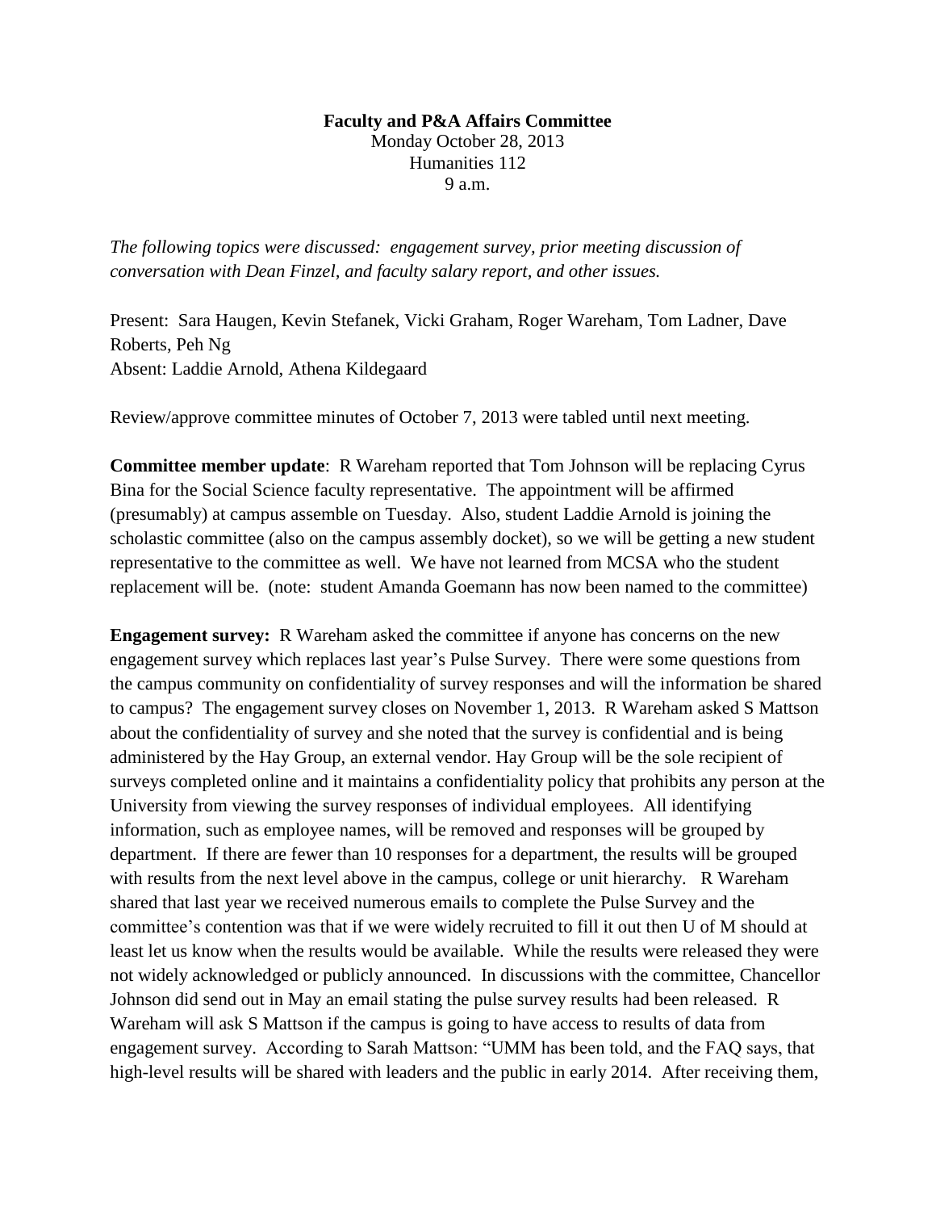**Faculty and P&A Affairs Committee**
Monday October 28, 2013
Humanities 112
9 a.m.

*The following topics were discussed: engagement survey, prior meeting discussion of conversation with Dean Finzel, and faculty salary report, and other issues.*

Present: Sara Haugen, Kevin Stefanek, Vicki Graham, Roger Wareham, Tom Ladner, Dave Roberts, Peh Ng
Absent: Laddie Arnold, Athena Kildegaard

Review/approve committee minutes of October 7, 2013 were tabled until next meeting.

**Committee member update**: R Wareham reported that Tom Johnson will be replacing Cyrus Bina for the Social Science faculty representative. The appointment will be affirmed (presumably) at campus assemble on Tuesday. Also, student Laddie Arnold is joining the scholastic committee (also on the campus assembly docket), so we will be getting a new student representative to the committee as well. We have not learned from MCSA who the student replacement will be. (note: student Amanda Goemann has now been named to the committee)

**Engagement survey:** R Wareham asked the committee if anyone has concerns on the new engagement survey which replaces last year's Pulse Survey. There were some questions from the campus community on confidentiality of survey responses and will the information be shared to campus? The engagement survey closes on November 1, 2013. R Wareham asked S Mattson about the confidentiality of survey and she noted that the survey is confidential and is being administered by the Hay Group, an external vendor. Hay Group will be the sole recipient of surveys completed online and it maintains a confidentiality policy that prohibits any person at the University from viewing the survey responses of individual employees. All identifying information, such as employee names, will be removed and responses will be grouped by department. If there are fewer than 10 responses for a department, the results will be grouped with results from the next level above in the campus, college or unit hierarchy. R Wareham shared that last year we received numerous emails to complete the Pulse Survey and the committee's contention was that if we were widely recruited to fill it out then U of M should at least let us know when the results would be available. While the results were released they were not widely acknowledged or publicly announced. In discussions with the committee, Chancellor Johnson did send out in May an email stating the pulse survey results had been released. R Wareham will ask S Mattson if the campus is going to have access to results of data from engagement survey. According to Sarah Mattson: "UMM has been told, and the FAQ says, that high-level results will be shared with leaders and the public in early 2014. After receiving them,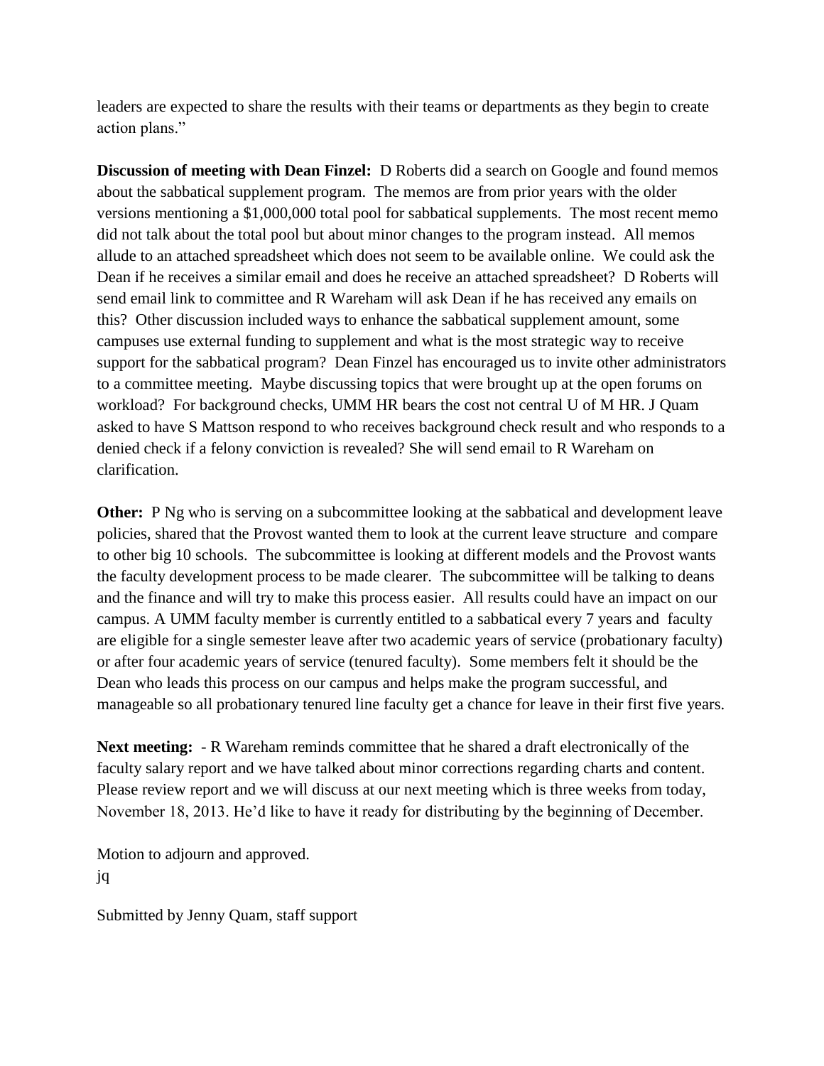leaders are expected to share the results with their teams or departments as they begin to create action plans."

**Discussion of meeting with Dean Finzel:** D Roberts did a search on Google and found memos about the sabbatical supplement program. The memos are from prior years with the older versions mentioning a $1,000,000 total pool for sabbatical supplements. The most recent memo did not talk about the total pool but about minor changes to the program instead. All memos allude to an attached spreadsheet which does not seem to be available online. We could ask the Dean if he receives a similar email and does he receive an attached spreadsheet? D Roberts will send email link to committee and R Wareham will ask Dean if he has received any emails on this? Other discussion included ways to enhance the sabbatical supplement amount, some campuses use external funding to supplement and what is the most strategic way to receive support for the sabbatical program? Dean Finzel has encouraged us to invite other administrators to a committee meeting. Maybe discussing topics that were brought up at the open forums on workload? For background checks, UMM HR bears the cost not central U of M HR. J Quam asked to have S Mattson respond to who receives background check result and who responds to a denied check if a felony conviction is revealed? She will send email to R Wareham on clarification.

**Other:** P Ng who is serving on a subcommittee looking at the sabbatical and development leave policies, shared that the Provost wanted them to look at the current leave structure and compare to other big 10 schools. The subcommittee is looking at different models and the Provost wants the faculty development process to be made clearer. The subcommittee will be talking to deans and the finance and will try to make this process easier. All results could have an impact on our campus. A UMM faculty member is currently entitled to a sabbatical every 7 years and faculty are eligible for a single semester leave after two academic years of service (probationary faculty) or after four academic years of service (tenured faculty). Some members felt it should be the Dean who leads this process on our campus and helps make the program successful, and manageable so all probationary tenured line faculty get a chance for leave in their first five years.

**Next meeting:** - R Wareham reminds committee that he shared a draft electronically of the faculty salary report and we have talked about minor corrections regarding charts and content. Please review report and we will discuss at our next meeting which is three weeks from today, November 18, 2013. He'd like to have it ready for distributing by the beginning of December.

Motion to adjourn and approved.
jq

Submitted by Jenny Quam, staff support